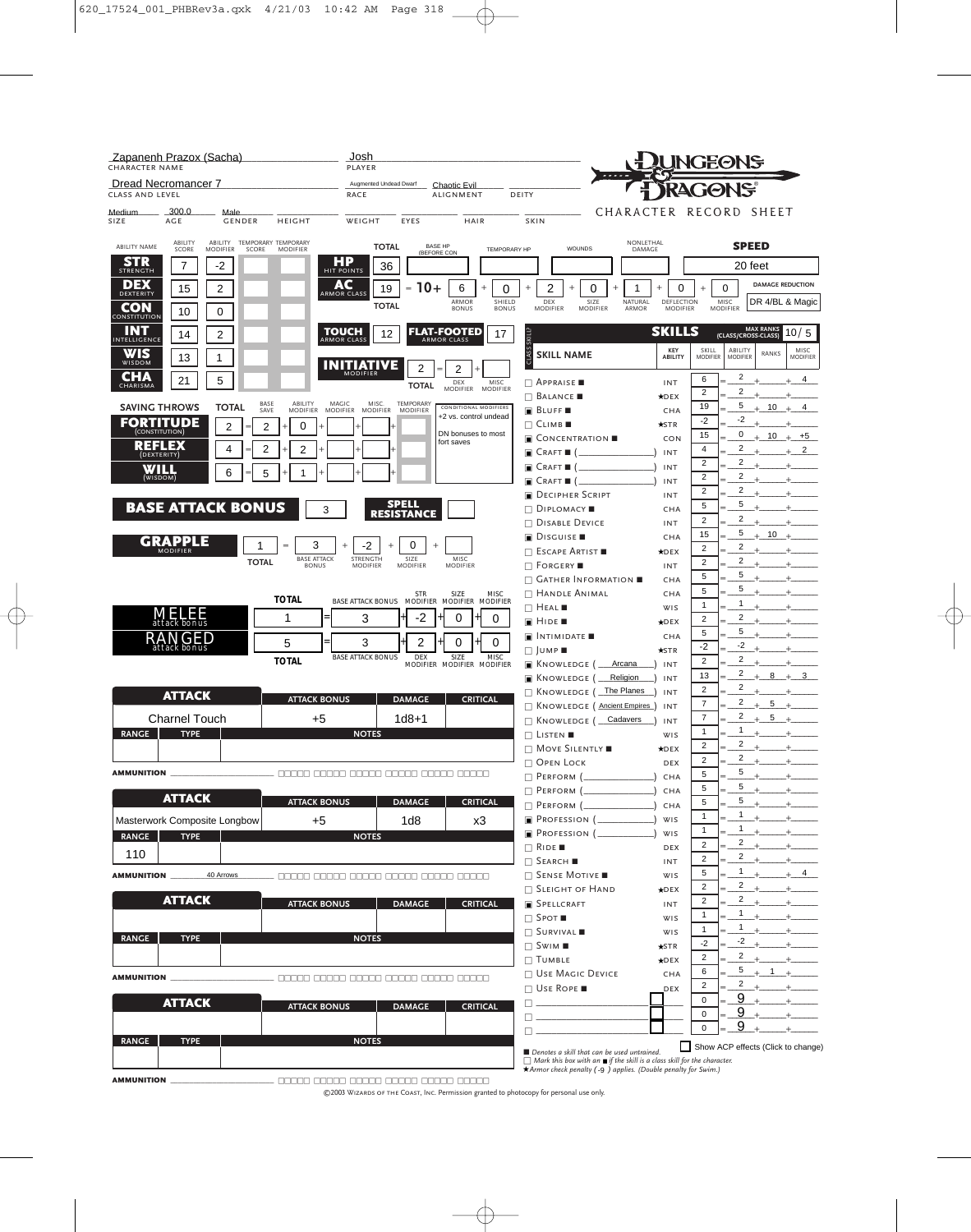# DUNGEONS & DRAGONS CHARACTER RECORD SHEET

| Field | Value |
|---|---|
| Character Name | Zapanenh Prazox (Sacha) |
| Player | Josh |
| Class and Level | Dread Necromancer 7 |
| Race | Augmented Undead Dwarf |
| Alignment | Chaotic Evil |
| Deity | |
| Size | Medium |
| Age | 300.0 |
| Gender | Male |
| Height | |
| Weight | |
| Eyes | |
| Hair | |
| Skin | |

## Abilities

| Ability Name | Ability Score | Ability Modifier | Temporary Score | Temporary Modifier |
|---|---|---|---|---|
| STR (Strength) | 7 | -2 | | |
| DEX (Dexterity) | 15 | 2 | | |
| CON (Constitution) | 10 | 0 | | |
| INT (Intelligence) | 14 | 2 | | |
| WIS (Wisdom) | 13 | 1 | | |
| CHA (Charisma) | 21 | 5 | | |

## HP

| Total | Base HP (Before Con) | Temporary HP | Wounds | Nonlethal Damage |
|---|---|---|---|---|
| 36 | | | | |

**Speed:** 20 feet

## AC (Armor Class)

| Total | | Armor Bonus | Shield Bonus | Dex Modifier | Size Modifier | Natural Armor | Deflection Modifier | Misc Modifier |
|---|---|---|---|---|---|---|---|---|
| 19 | = 10 + | 6 | 0 | 2 | 0 | 1 | 0 | 0 |

**Damage Reduction:** DR 4/BL & Magic

**Touch Armor Class:** 12

**Flat-Footed Armor Class:** 17

## Initiative Modifier

| Total | Dex Modifier | Misc Modifier |
|---|---|---|
| 2 | 2 | |

## Saving Throws

| Saving Throw | Total | Base Save | Ability Modifier | Magic Modifier | Misc Modifier | Temporary Modifier |
|---|---|---|---|---|---|---|
| Fortitude (Constitution) | 2 | 2 | 0 | | | |
| Reflex (Dexterity) | 4 | 2 | 2 | | | |
| Will (Wisdom) | 6 | 5 | 1 | | | |

**Conditional Modifiers:** +2 vs. control undead; DN bonuses to most fort saves

**Base Attack Bonus:** 3

**Spell Resistance:**

## Grapple Modifier

| Total | Base Attack Bonus | Strength Modifier | Size Modifier | Misc Modifier |
|---|---|---|---|---|
| 1 | 3 | -2 | 0 | |

## Attack Bonuses

| | Total | Base Attack Bonus | Str/Dex Modifier | Size Modifier | Misc Modifier |
|---|---|---|---|---|---|
| Melee attack bonus | 1 | 3 | -2 | 0 | 0 |
| Ranged attack bonus | 5 | 3 | 2 | 0 | 0 |

## Attacks

| Attack | Attack Bonus | Damage | Critical | Range | Type | Notes |
|---|---|---|---|---|---|---|
| Charnel Touch | +5 | 1d8+1 | | | | |
| Masterwork Composite Longbow | +5 | 1d8 | x3 | 110 | | |
| | | | | | | |
| | | | | | | |

**Ammunition (Longbow):** 40 Arrows

## Skills

**Max Ranks (Class/Cross-Class):** 10/5

| Class Skill? | Skill Name | Key Ability | Skill Modifier | Ability Modifier | Ranks | Misc Modifier |
|---|---|---|---|---|---|---|
| ☐ | Appraise ■ | INT | 6 | 2 | | 4 |
| ☐ | Balance ■ | ★DEX | 2 | 2 | | |
| ▣ | Bluff ■ | CHA | 19 | 5 | 10 | 4 |
| ☐ | Climb ■ | ★STR | -2 | -2 | | |
| ▣ | Concentration ■ | CON | 15 | 0 | 10 | +5 |
| ▣ | Craft ■ ( ) | INT | 4 | 2 | | 2 |
| ▣ | Craft ■ ( ) | INT | 2 | 2 | | |
| ▣ | Craft ■ ( ) | INT | 2 | 2 | | |
| ▣ | Decipher Script | INT | 2 | 2 | | |
| ☐ | Diplomacy ■ | CHA | 5 | 5 | | |
| ☐ | Disable Device | INT | 2 | 2 | | |
| ▣ | Disguise ■ | CHA | 15 | 5 | 10 | |
| ☐ | Escape Artist ■ | ★DEX | 2 | 2 | | |
| ☐ | Forgery ■ | INT | 2 | 2 | | |
| ☐ | Gather Information ■ | CHA | 5 | 5 | | |
| ☐ | Handle Animal | CHA | 5 | 5 | | |
| ☐ | Heal ■ | WIS | 1 | 1 | | |
| ▣ | Hide ■ | ★DEX | 2 | 2 | | |
| ▣ | Intimidate ■ | CHA | 5 | 5 | | |
| ☐ | Jump ■ | ★STR | -2 | -2 | | |
| ▣ | Knowledge (Arcana) | INT | 2 | 2 | | |
| ▣ | Knowledge (Religion) | INT | 13 | 2 | 8 | 3 |
| ☐ | Knowledge (The Planes) | INT | 2 | 2 | | |
| ☐ | Knowledge (Ancient Empires) | INT | 7 | 2 | 5 | |
| ☐ | Knowledge (Cadavers) | INT | 7 | 2 | 5 | |
| ☐ | Listen ■ | WIS | 1 | 1 | | |
| ☐ | Move Silently ■ | ★DEX | 2 | 2 | | |
| ☐ | Open Lock | DEX | 2 | 2 | | |
| ☐ | Perform ( ) | CHA | 5 | 5 | | |
| ☐ | Perform ( ) | CHA | 5 | 5 | | |
| ☐ | Perform ( ) | CHA | 5 | 5 | | |
| ▣ | Profession ( ) | WIS | 1 | 1 | | |
| ▣ | Profession ( ) | WIS | 1 | 1 | | |
| ☐ | Ride ■ | DEX | 2 | 2 | | |
| ☐ | Search ■ | INT | 2 | 2 | | |
| ☐ | Sense Motive ■ | WIS | 5 | 1 | | 4 |
| ☐ | Sleight of Hand | ★DEX | 2 | 2 | | |
| ▣ | Spellcraft | INT | 2 | 2 | | |
| ☐ | Spot ■ | WIS | 1 | 1 | | |
| ☐ | Survival ■ | WIS | 1 | 1 | | |
| ☐ | Swim ■ | ★STR | -2 | -2 | | |
| ☐ | Tumble | ★DEX | 2 | 2 | | |
| ☐ | Use Magic Device | CHA | 6 | 5 | 1 | |
| ☐ | Use Rope ■ | DEX | 2 | 2 | | |
| ☐ | | | 0 | 9 | | |
| ☐ | | | 0 | 9 | | |
| ☐ | | | 0 | 9 | | |

☐ Show ACP effects (Click to change)

■ Denotes a skill that can be used untrained.
☐ Mark this box with an ■ if the skill is a class skill for the character.
★Armor check penalty (-9) applies. (Double penalty for Swim.)

©2003 Wizards of the Coast, Inc. Permission granted to photocopy for personal use only.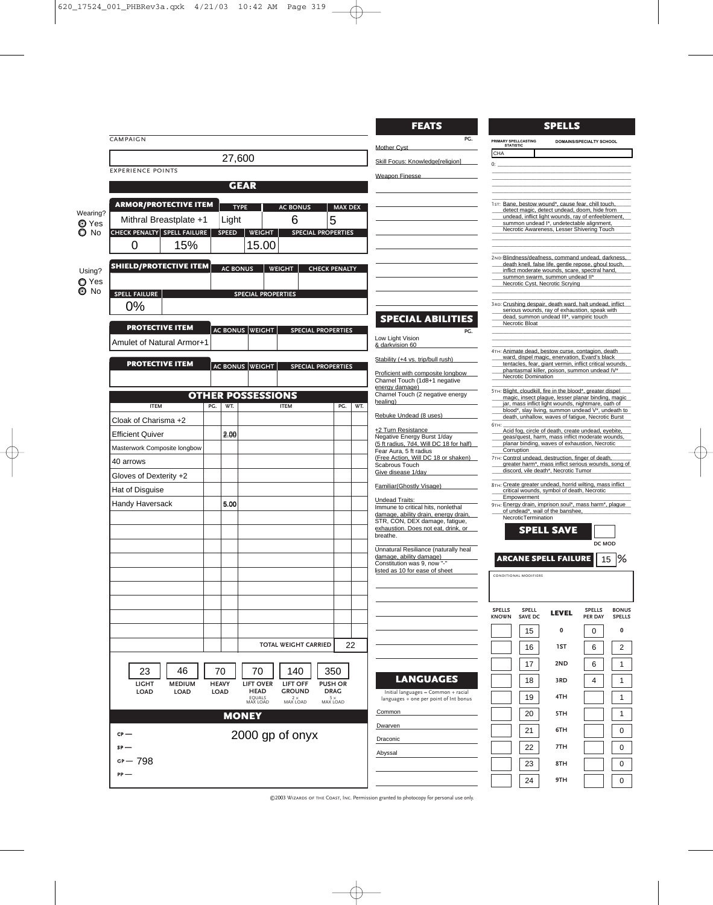CAMPAIGN

27,600

EXPERIENCE POINTS

## GEAR

| ARMOR/PROTECTIVE ITEM | TYPE | AC BONUS | MAX DEX |
|---|---|---|---|
| Mithral Breastplate +1 | Light | 6 | 5 |

Wearing? ⦿ Yes ○ No

| CHECK PENALTY | SPELL FAILURE | SPEED | WEIGHT | SPECIAL PROPERTIES |
|---|---|---|---|---|
| 0 | 15% | | 15.00 | |

| SHIELD/PROTECTIVE ITEM | AC BONUS | WEIGHT | CHECK PENALTY |
|---|---|---|---|
| | | | |

Using? ○ Yes ⦿ No

| SPELL FAILURE | SPECIAL PROPERTIES |
|---|---|
| 0% | |

| PROTECTIVE ITEM | AC BONUS | WEIGHT | SPECIAL PROPERTIES |
|---|---|---|---|
| Amulet of Natural Armor+1 | | | |

| PROTECTIVE ITEM | AC BONUS | WEIGHT | SPECIAL PROPERTIES |
|---|---|---|---|
| | | | |

## OTHER POSSESSIONS

| ITEM | PG. | WT. | ITEM | PG. | WT. |
|---|---|---|---|---|---|
| Cloak of Charisma +2 | | | | | |
| Efficient Quiver | | 2.00 | | | |
| Masterwork Composite longbow | | | | | |
| 40 arrows | | | | | |
| Gloves of Dexterity +2 | | | | | |
| Hat of Disguise | | | | | |
| Handy Haversack | | 5.00 | | | |
| | | | TOTAL WEIGHT CARRIED | 22 | |

| LIGHT LOAD | MEDIUM LOAD | HEAVY LOAD | LIFT OVER HEAD (EQUALS MAX LOAD) | LIFT OFF GROUND (2 × MAX LOAD) | PUSH OR DRAG (5 × MAX LOAD) |
|---|---|---|---|---|---|
| 23 | 46 | 70 | 70 | 140 | 350 |

## MONEY

CP —
SP —
GP — 798
PP —

2000 gp of onyx

## FEATS

| | PG. |
|---|---|
| Mother Cyst | |
| Skill Focus: Knowledge[religion] | |
| Weapon Finesse | |

## SPECIAL ABILITIES

| | PG. |
|---|---|
| Low Light Vision & darkvision 60 | |
| Stability (+4 vs. trip/bull rush) | |
| Proficient with composite longbow | |
| Charnel Touch (1d8+1 negative energy damage) | |
| Charnel Touch (2 negative energy healing) | |
| Rebuke Undead (8 uses) | |
| +2 Turn Resistance | |
| Negative Energy Burst 1/day (5 ft radius, 7d4, Will DC 18 for half) | |
| Fear Aura, 5 ft radius (Free Action, Will DC 18 or shaken) | |
| Scabrous Touch Give disease 1/day | |
| Familiar(Ghostly Visage) | |
| Undead Traits: Immune to critical hits, nonlethal damage, ability drain, energy drain, STR, CON, DEX damage, fatigue, exhaustion. Does not eat, drink, or breathe. | |
| Unnatural Resiliance (naturally heal damage, ability damage) | |
| Constitution was 9, now "-" listed as 10 for ease of sheet | |

## LANGUAGES

Initial languages = Common + racial languages + one per point of Int bonus

- Common
- Dwarven
- Draconic
- Abyssal

## SPELLS

| PRIMARY SPELLCASTING STATISTIC | DOMAINS/SPECIALTY SCHOOL |
|---|---|
| CHA | |

0:

1ST: Bane, bestow wound*, cause fear, chill touch, detect magic, detect undead, doom, hide from undead, inflict light wounds, ray of enfeeblement, summon undead I*, undetectable alignment, Necrotic Awareness, Lesser Shivering Touch

2ND: Blindness/deafness, command undead, darkness, death knell, false life, gentle repose, ghoul touch, inflict moderate wounds, scare, spectral hand, summon swarm, summon undead II* Necrotic Cyst, Necrotic Scrying

3RD: Crushing despair, death ward, halt undead, inflict serious wounds, ray of exhaustion, speak with dead, summon undead III*, vampiric touch Necrotic Bloat

4TH: Animate dead, bestow curse, contagion, death ward, dispel magic, enervation, Evard's black tentacles, fear, giant vermin, inflict critical wounds, phantasmal killer, poison, summon undead IV* Necrotic Domination

5TH: Blight, cloudkill, fire in the blood*, greater dispel magic, insect plague, lesser planar binding, magic jar, mass inflict light wounds, nightmare, oath of blood*, slay living, summon undead V*, undeath to death, unhallow, waves of fatigue, Necrotic Burst

6TH: Acid fog, circle of death, create undead, eyebite, geas/quest, harm, mass inflict moderate wounds, planar binding, waves of exhaustion, Necrotic Corruption

7TH: Control undead, destruction, finger of death, greater harm*, mass inflict serious wounds, song of discord, vile death*, Necrotic Tumor

8TH: Create greater undead, horrid wilting, mass inflict critical wounds, symbol of death, Necrotic Empowerment

9TH: Energy drain, imprison soul*, mass harm*, plague of undead*, wail of the banshee, NecroticTermination

**SPELL SAVE** — DC MOD:

**ARCANE SPELL FAILURE** 15 %

CONDITIONAL MODIFIERS

| SPELLS KNOWN | SPELL SAVE DC | LEVEL | SPELLS PER DAY | BONUS SPELLS |
|---|---|---|---|---|
| | 15 | 0 | 0 | 0 |
| | 16 | 1ST | 6 | 2 |
| | 17 | 2ND | 6 | 1 |
| | 18 | 3RD | 4 | 1 |
| | 19 | 4TH | | 1 |
| | 20 | 5TH | | 1 |
| | 21 | 6TH | | 0 |
| | 22 | 7TH | | 0 |
| | 23 | 8TH | | 0 |
| | 24 | 9TH | | 0 |

©2003 Wizards of the Coast, Inc. Permission granted to photocopy for personal use only.